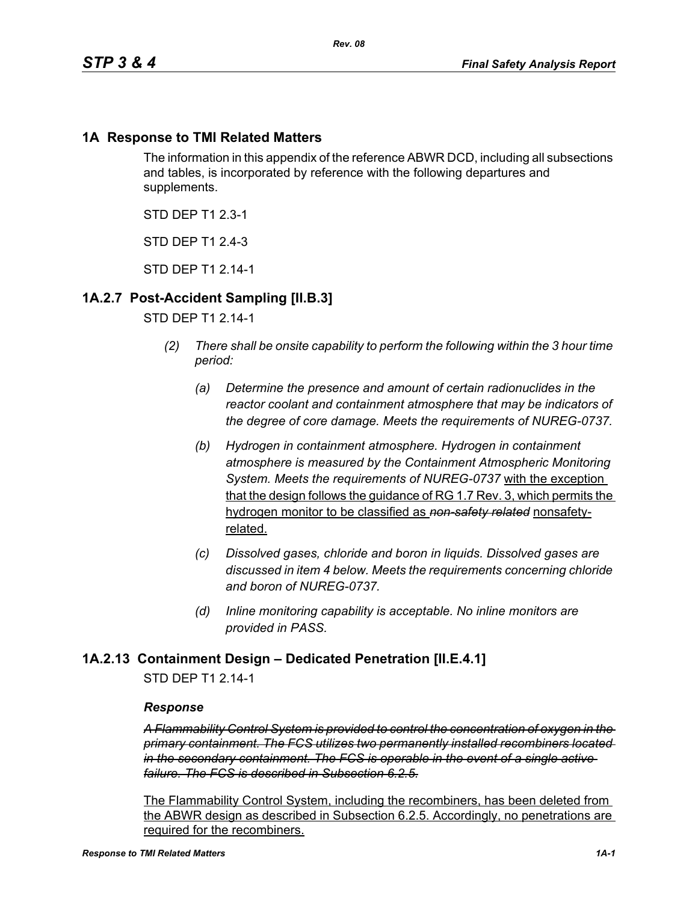## 1A Response to TMI Related Matters

The information in this appendix of the reference ABWR DCD, including all subsections and tables, is incorporated by reference with the following departures and supplements.

STD DEP T1 2.3-1

STD DEP T1 2.4-3

STD DEP T1 2.14-1

### 1A.2.7 Post-Accident Sampling [II.B.3]

STD DEP T1 2.14-1

*(2) There shall be onsite capability to perform the following within the 3 hour time period:*

*(a) Determine the presence and amount of certain radionuclides in the reactor coolant and containment atmosphere that may be indicators of the degree of core damage. Meets the requirements of NUREG-0737.*

*(b) Hydrogen in containment atmosphere. Hydrogen in containment atmosphere is measured by the Containment Atmospheric Monitoring System. Meets the requirements of NUREG-0737* <u>with the exception that the design follows the guidance of RG 1.7 Rev. 3, which permits the hydrogen monitor to be classified as</u> ~~*non-safety related*~~ <u>nonsafety-related.</u>

*(c) Dissolved gases, chloride and boron in liquids. Dissolved gases are discussed in item 4 below. Meets the requirements concerning chloride and boron of NUREG-0737.*

*(d) Inline monitoring capability is acceptable. No inline monitors are provided in PASS.*

### 1A.2.13 Containment Design – Dedicated Penetration [II.E.4.1]

STD DEP T1 2.14-1

***Response***

~~*A Flammability Control System is provided to control the concentration of oxygen in the primary containment. The FCS utilizes two permanently installed recombiners located in the secondary containment. The FCS is operable in the event of a single active failure. The FCS is described in Subsection 6.2.5.*~~

<u>The Flammability Control System, including the recombiners, has been deleted from the ABWR design as described in Subsection 6.2.5. Accordingly, no penetrations are required for the recombiners.</u>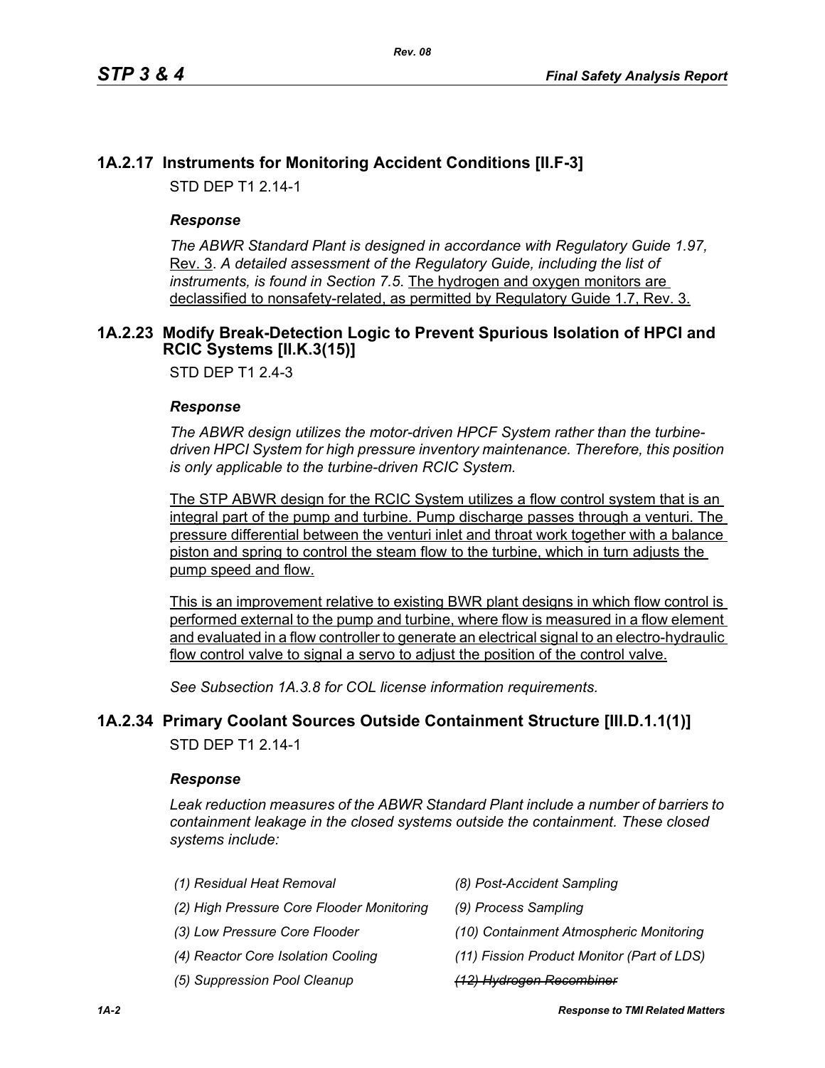## 1A.2.17 Instruments for Monitoring Accident Conditions [II.F-3]

STD DEP T1 2.14-1

### *Response*

*The ABWR Standard Plant is designed in accordance with Regulatory Guide 1.97,* Rev. 3. *A detailed assessment of the Regulatory Guide, including the list of instruments, is found in Section 7.5*. The hydrogen and oxygen monitors are declassified to nonsafety-related, as permitted by Regulatory Guide 1.7, Rev. 3.

## 1A.2.23 Modify Break-Detection Logic to Prevent Spurious Isolation of HPCI and RCIC Systems [II.K.3(15)]

STD DEP T1 2.4-3

### *Response*

*The ABWR design utilizes the motor-driven HPCF System rather than the turbine-driven HPCI System for high pressure inventory maintenance. Therefore, this position is only applicable to the turbine-driven RCIC System.*

The STP ABWR design for the RCIC System utilizes a flow control system that is an integral part of the pump and turbine. Pump discharge passes through a venturi. The pressure differential between the venturi inlet and throat work together with a balance piston and spring to control the steam flow to the turbine, which in turn adjusts the pump speed and flow.

This is an improvement relative to existing BWR plant designs in which flow control is performed external to the pump and turbine, where flow is measured in a flow element and evaluated in a flow controller to generate an electrical signal to an electro-hydraulic flow control valve to signal a servo to adjust the position of the control valve.

*See Subsection 1A.3.8 for COL license information requirements.*

## 1A.2.34 Primary Coolant Sources Outside Containment Structure [III.D.1.1(1)]

STD DEP T1 2.14-1

### *Response*

*Leak reduction measures of the ABWR Standard Plant include a number of barriers to containment leakage in the closed systems outside the containment. These closed systems include:*

*(1) Residual Heat Removal*

*(2) High Pressure Core Flooder Monitoring*

*(3) Low Pressure Core Flooder*

*(4) Reactor Core Isolation Cooling*

*(5) Suppression Pool Cleanup*

*(8) Post-Accident Sampling*

*(9) Process Sampling*

*(10) Containment Atmospheric Monitoring*

*(11) Fission Product Monitor (Part of LDS)*

~~*(12) Hydrogen Recombiner*~~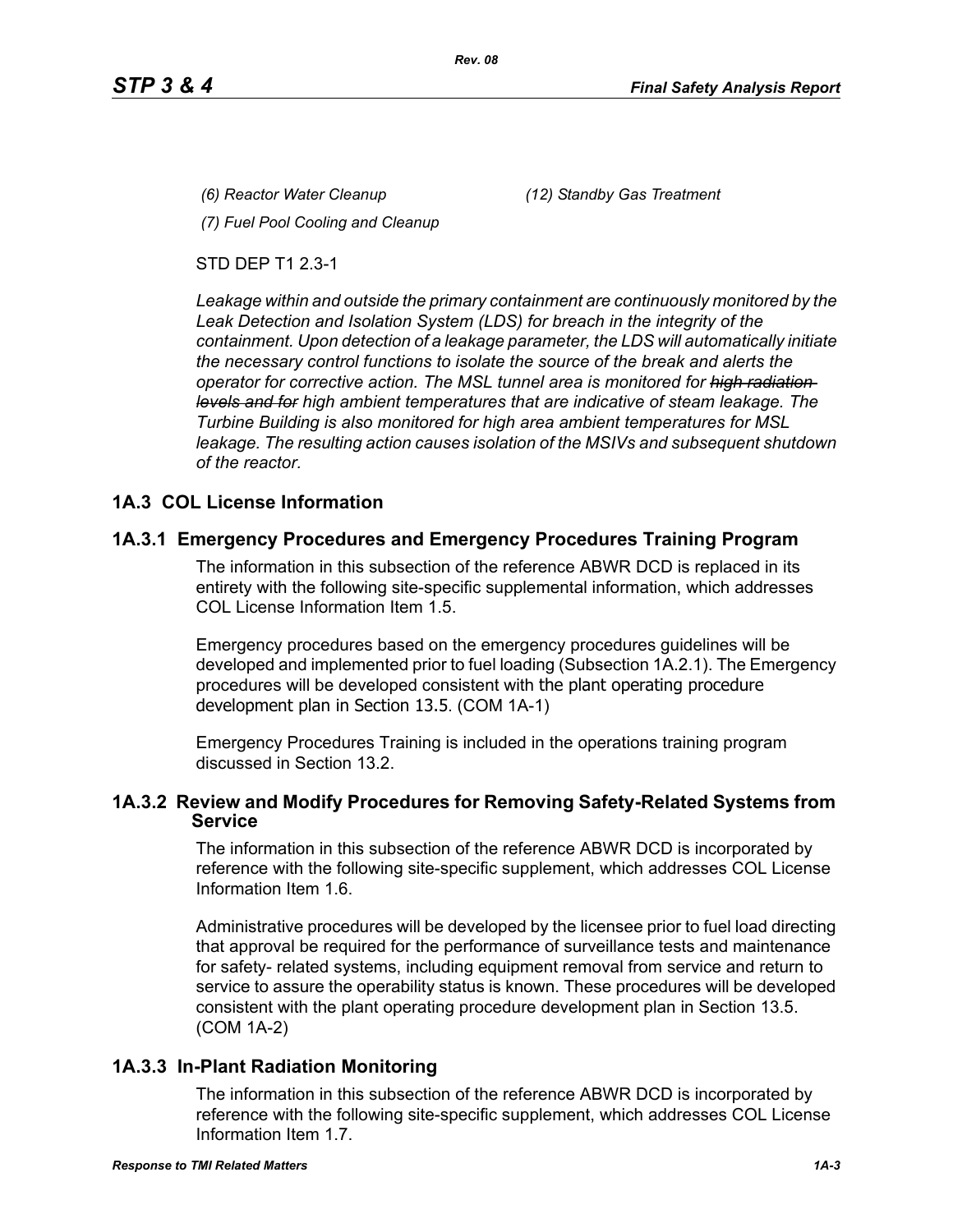*(6) Reactor Water Cleanup*

*(7) Fuel Pool Cooling and Cleanup*

*(12) Standby Gas Treatment*

STD DEP T1 2.3-1

*Leakage within and outside the primary containment are continuously monitored by the Leak Detection and Isolation System (LDS) for breach in the integrity of the containment. Upon detection of a leakage parameter, the LDS will automatically initiate the necessary control functions to isolate the source of the break and alerts the operator for corrective action. The MSL tunnel area is monitored for ~~high radiation levels and for~~ high ambient temperatures that are indicative of steam leakage. The Turbine Building is also monitored for high area ambient temperatures for MSL leakage. The resulting action causes isolation of the MSIVs and subsequent shutdown of the reactor.*

## 1A.3 COL License Information

### 1A.3.1 Emergency Procedures and Emergency Procedures Training Program

The information in this subsection of the reference ABWR DCD is replaced in its entirety with the following site-specific supplemental information, which addresses COL License Information Item 1.5.

Emergency procedures based on the emergency procedures guidelines will be developed and implemented prior to fuel loading (Subsection 1A.2.1). The Emergency procedures will be developed consistent with the plant operating procedure development plan in Section 13.5. (COM 1A-1)

Emergency Procedures Training is included in the operations training program discussed in Section 13.2.

### 1A.3.2 Review and Modify Procedures for Removing Safety-Related Systems from Service

The information in this subsection of the reference ABWR DCD is incorporated by reference with the following site-specific supplement, which addresses COL License Information Item 1.6.

Administrative procedures will be developed by the licensee prior to fuel load directing that approval be required for the performance of surveillance tests and maintenance for safety- related systems, including equipment removal from service and return to service to assure the operability status is known. These procedures will be developed consistent with the plant operating procedure development plan in Section 13.5. (COM 1A-2)

### 1A.3.3 In-Plant Radiation Monitoring

The information in this subsection of the reference ABWR DCD is incorporated by reference with the following site-specific supplement, which addresses COL License Information Item 1.7.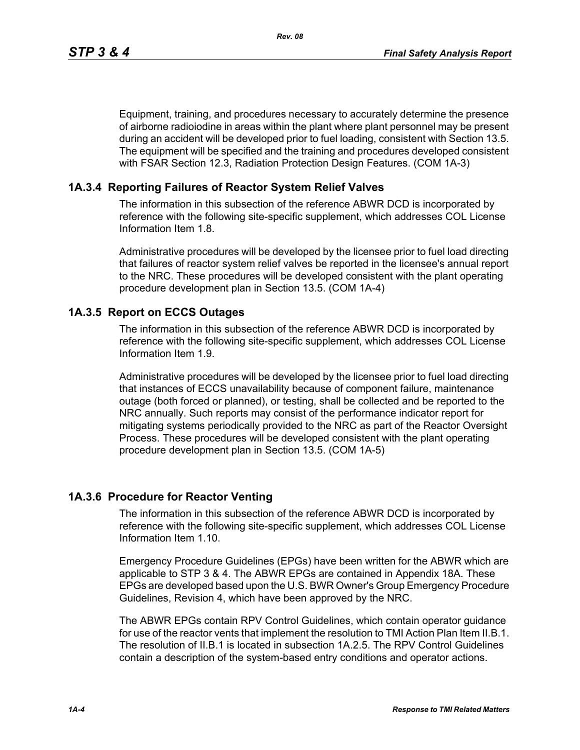Equipment, training, and procedures necessary to accurately determine the presence of airborne radioiodine in areas within the plant where plant personnel may be present during an accident will be developed prior to fuel loading, consistent with Section 13.5. The equipment will be specified and the training and procedures developed consistent with FSAR Section 12.3, Radiation Protection Design Features. (COM 1A-3)

### 1A.3.4 Reporting Failures of Reactor System Relief Valves

The information in this subsection of the reference ABWR DCD is incorporated by reference with the following site-specific supplement, which addresses COL License Information Item 1.8.

Administrative procedures will be developed by the licensee prior to fuel load directing that failures of reactor system relief valves be reported in the licensee's annual report to the NRC. These procedures will be developed consistent with the plant operating procedure development plan in Section 13.5. (COM 1A-4)

### 1A.3.5 Report on ECCS Outages

The information in this subsection of the reference ABWR DCD is incorporated by reference with the following site-specific supplement, which addresses COL License Information Item 1.9.

Administrative procedures will be developed by the licensee prior to fuel load directing that instances of ECCS unavailability because of component failure, maintenance outage (both forced or planned), or testing, shall be collected and be reported to the NRC annually. Such reports may consist of the performance indicator report for mitigating systems periodically provided to the NRC as part of the Reactor Oversight Process. These procedures will be developed consistent with the plant operating procedure development plan in Section 13.5. (COM 1A-5)

### 1A.3.6 Procedure for Reactor Venting

The information in this subsection of the reference ABWR DCD is incorporated by reference with the following site-specific supplement, which addresses COL License Information Item 1.10.

Emergency Procedure Guidelines (EPGs) have been written for the ABWR which are applicable to STP 3 & 4. The ABWR EPGs are contained in Appendix 18A. These EPGs are developed based upon the U.S. BWR Owner's Group Emergency Procedure Guidelines, Revision 4, which have been approved by the NRC.

The ABWR EPGs contain RPV Control Guidelines, which contain operator guidance for use of the reactor vents that implement the resolution to TMI Action Plan Item II.B.1. The resolution of II.B.1 is located in subsection 1A.2.5. The RPV Control Guidelines contain a description of the system-based entry conditions and operator actions.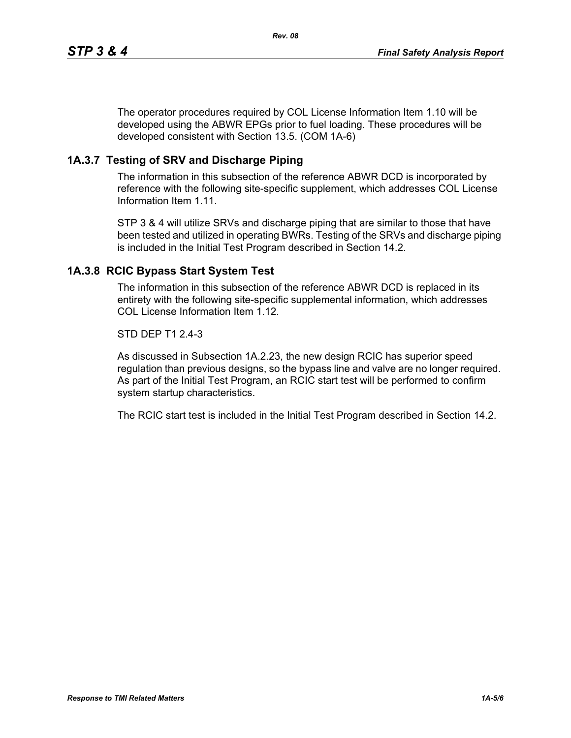The operator procedures required by COL License Information Item 1.10 will be developed using the ABWR EPGs prior to fuel loading. These procedures will be developed consistent with Section 13.5. (COM 1A-6)

### 1A.3.7 Testing of SRV and Discharge Piping

The information in this subsection of the reference ABWR DCD is incorporated by reference with the following site-specific supplement, which addresses COL License Information Item 1.11.

STP 3 & 4 will utilize SRVs and discharge piping that are similar to those that have been tested and utilized in operating BWRs. Testing of the SRVs and discharge piping is included in the Initial Test Program described in Section 14.2.

### 1A.3.8 RCIC Bypass Start System Test

The information in this subsection of the reference ABWR DCD is replaced in its entirety with the following site-specific supplemental information, which addresses COL License Information Item 1.12.

STD DEP T1 2.4-3

As discussed in Subsection 1A.2.23, the new design RCIC has superior speed regulation than previous designs, so the bypass line and valve are no longer required. As part of the Initial Test Program, an RCIC start test will be performed to confirm system startup characteristics.

The RCIC start test is included in the Initial Test Program described in Section 14.2.